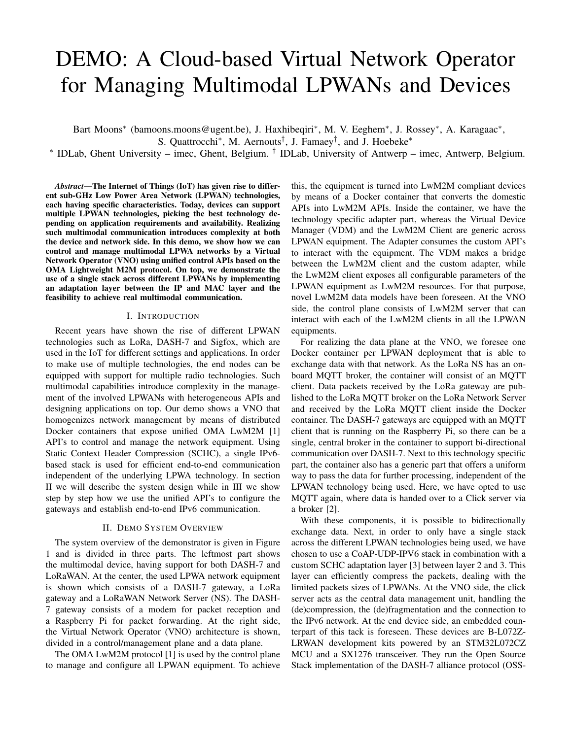# DEMO: A Cloud-based Virtual Network Operator for Managing Multimodal LPWANs and Devices

Bart Moons* (bamoons.moons@ugent.be), J. Haxhibeqiri*, M. V. Eeghem*, J. Rossey*, A. Karagaac*, S. Quattrocchi*, M. Aernouts†, J. Famaey†, and J. Hoebeke*

* IDLab, Ghent University – imec, Ghent, Belgium. † IDLab, University of Antwerp – imec, Antwerp, Belgium.

***Abstract*—The Internet of Things (IoT) has given rise to different sub-GHz Low Power Area Network (LPWAN) technologies, each having specific characteristics. Today, devices can support multiple LPWAN technologies, picking the best technology depending on application requirements and availability. Realizing such multimodal communication introduces complexity at both the device and network side. In this demo, we show how we can control and manage multimodal LPWA networks by a Virtual Network Operator (VNO) using unified control APIs based on the OMA Lightweight M2M protocol. On top, we demonstrate the use of a single stack across different LPWANs by implementing an adaptation layer between the IP and MAC layer and the feasibility to achieve real multimodal communication.**

## I. Introduction

Recent years have shown the rise of different LPWAN technologies such as LoRa, DASH-7 and Sigfox, which are used in the IoT for different settings and applications. In order to make use of multiple technologies, the end nodes can be equipped with support for multiple radio technologies. Such multimodal capabilities introduce complexity in the management of the involved LPWANs with heterogeneous APIs and designing applications on top. Our demo shows a VNO that homogenizes network management by means of distributed Docker containers that expose unified OMA LwM2M [1] API's to control and manage the network equipment. Using Static Context Header Compression (SCHC), a single IPv6-based stack is used for efficient end-to-end communication independent of the underlying LPWA technology. In section II we will describe the system design while in III we show step by step how we use the unified API's to configure the gateways and establish end-to-end IPv6 communication.

## II. Demo System Overview

The system overview of the demonstrator is given in Figure 1 and is divided in three parts. The leftmost part shows the multimodal device, having support for both DASH-7 and LoRaWAN. At the center, the used LPWA network equipment is shown which consists of a DASH-7 gateway, a LoRa gateway and a LoRaWAN Network Server (NS). The DASH-7 gateway consists of a modem for packet reception and a Raspberry Pi for packet forwarding. At the right side, the Virtual Network Operator (VNO) architecture is shown, divided in a control/management plane and a data plane.

The OMA LwM2M protocol [1] is used by the control plane to manage and configure all LPWAN equipment. To achieve this, the equipment is turned into LwM2M compliant devices by means of a Docker container that converts the domestic APIs into LwM2M APIs. Inside the container, we have the technology specific adapter part, whereas the Virtual Device Manager (VDM) and the LwM2M Client are generic across LPWAN equipment. The Adapter consumes the custom API's to interact with the equipment. The VDM makes a bridge between the LwM2M client and the custom adapter, while the LwM2M client exposes all configurable parameters of the LPWAN equipment as LwM2M resources. For that purpose, novel LwM2M data models have been foreseen. At the VNO side, the control plane consists of LwM2M server that can interact with each of the LwM2M clients in all the LPWAN equipments.

For realizing the data plane at the VNO, we foresee one Docker container per LPWAN deployment that is able to exchange data with that network. As the LoRa NS has an on-board MQTT broker, the container will consist of an MQTT client. Data packets received by the LoRa gateway are published to the LoRa MQTT broker on the LoRa Network Server and received by the LoRa MQTT client inside the Docker container. The DASH-7 gateways are equipped with an MQTT client that is running on the Raspberry Pi, so there can be a single, central broker in the container to support bi-directional communication over DASH-7. Next to this technology specific part, the container also has a generic part that offers a uniform way to pass the data for further processing, independent of the LPWAN technology being used. Here, we have opted to use MQTT again, where data is handed over to a Click server via a broker [2].

With these components, it is possible to bidirectionally exchange data. Next, in order to only have a single stack across the different LPWAN technologies being used, we have chosen to use a CoAP-UDP-IPV6 stack in combination with a custom SCHC adaptation layer [3] between layer 2 and 3. This layer can efficiently compress the packets, dealing with the limited packets sizes of LPWANs. At the VNO side, the click server acts as the central data management unit, handling the (de)compression, the (de)fragmentation and the connection to the IPv6 network. At the end device side, an embedded counterpart of this tack is foreseen. These devices are B-L072Z-LRWAN development kits powered by an STM32L072CZ MCU and a SX1276 transceiver. They run the Open Source Stack implementation of the DASH-7 alliance protocol (OSS-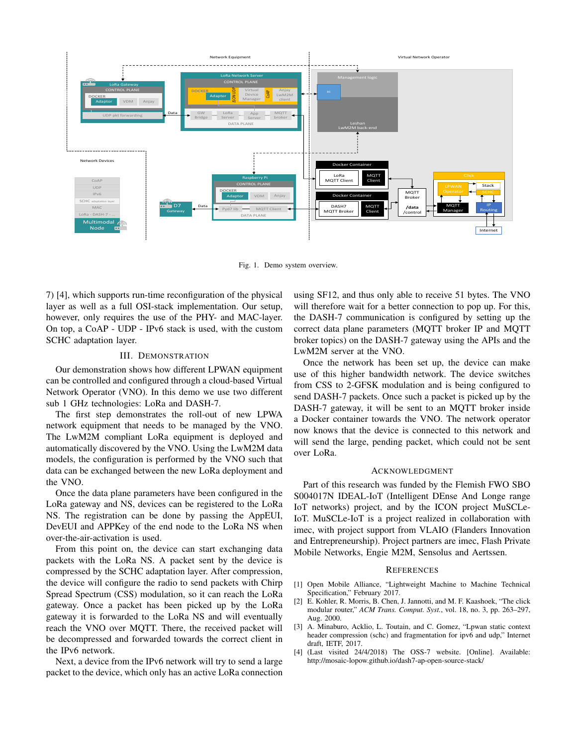Network Equipment

Virtual Network Operator

LoRa Gateway
CONTROL PLANE
DOCKER
Adaptor
VDM
Anjay
UDP pkt forwarding

Data

LoRa Network Server
CONTROL PLANE
DOCKER
Adapter
JSON UDP
Virtual Device Manager
CoAP
Anjay LwM2M client
GW Bridge
LoRa Server
App Server
MQTT broker
DATA PLANE

Management logic
BS
Leshan
LwM2M back-end

Network Devices

CoAP
UDP
IPv6
SCHC adaptation layer
MAC
LoRa - DASH-7 - ...
Multimodal Node

D7 Gateway

Data

Raspberry Pi
CONTROL PLANE
DOCKER
Adaptor
VDM
Anjay
Pyd7 lib
MQTT Client
DATA PLANE

Docker Container
LoRa MQTT Client
MQTT Client
Docker Container
DASH7 MQTT Broker
MQTT Client
MQTT Broker
/data
/control

Click
LPWAN Operator
Stack
SCHC
MQTT Manager
IP Routing
Internet

Fig. 1. Demo system overview.

7) [4], which supports run-time reconfiguration of the physical layer as well as a full OSI-stack implementation. Our setup, however, only requires the use of the PHY- and MAC-layer. On top, a CoAP - UDP - IPv6 stack is used, with the custom SCHC adaptation layer.

## III. Demonstration

Our demonstration shows how different LPWAN equipment can be controlled and configured through a cloud-based Virtual Network Operator (VNO). In this demo we use two different sub 1 GHz technologies: LoRa and DASH-7.

The first step demonstrates the roll-out of new LPWA network equipment that needs to be managed by the VNO. The LwM2M compliant LoRa equipment is deployed and automatically discovered by the VNO. Using the LwM2M data models, the configuration is performed by the VNO such that data can be exchanged between the new LoRa deployment and the VNO.

Once the data plane parameters have been configured in the LoRa gateway and NS, devices can be registered to the LoRa NS. The registration can be done by passing the AppEUI, DevEUI and APPKey of the end node to the LoRa NS when over-the-air-activation is used.

From this point on, the device can start exchanging data packets with the LoRa NS. A packet sent by the device is compressed by the SCHC adaptation layer. After compression, the device will configure the radio to send packets with Chirp Spread Spectrum (CSS) modulation, so it can reach the LoRa gateway. Once a packet has been picked up by the LoRa gateway it is forwarded to the LoRa NS and will eventually reach the VNO over MQTT. There, the received packet will be decompressed and forwarded towards the correct client in the IPv6 network.

Next, a device from the IPv6 network will try to send a large packet to the device, which only has an active LoRa connection using SF12, and thus only able to receive 51 bytes. The VNO will therefore wait for a better connection to pop up. For this, the DASH-7 communication is configured by setting up the correct data plane parameters (MQTT broker IP and MQTT broker topics) on the DASH-7 gateway using the APIs and the LwM2M server at the VNO.

Once the network has been set up, the device can make use of this higher bandwidth network. The device switches from CSS to 2-GFSK modulation and is being configured to send DASH-7 packets. Once such a packet is picked up by the DASH-7 gateway, it will be sent to an MQTT broker inside a Docker container towards the VNO. The network operator now knows that the device is connected to this network and will send the large, pending packet, which could not be sent over LoRa.

## Acknowledgment

Part of this research was funded by the Flemish FWO SBO S004017N IDEAL-IoT (Intelligent DEnse And Longe range IoT networks) project, and by the ICON project MuSCLe-IoT. MuSCLe-IoT is a project realized in collaboration with imec, with project support from VLAIO (Flanders Innovation and Entrepreneurship). Project partners are imec, Flash Private Mobile Networks, Engie M2M, Sensolus and Aertssen.

## References

[1] Open Mobile Alliance, "Lightweight Machine to Machine Technical Specification," February 2017.

[2] E. Kohler, R. Morris, B. Chen, J. Jannotti, and M. F. Kaashoek, "The click modular router," *ACM Trans. Comput. Syst.*, vol. 18, no. 3, pp. 263–297, Aug. 2000.

[3] A. Minaburo, Acklio, L. Toutain, and C. Gomez, "Lpwan static context header compression (schc) and fragmentation for ipv6 and udp," Internet draft, IETF, 2017.

[4] (Last visited 24/4/2018) The OSS-7 website. [Online]. Available: http://mosaic-lopow.github.io/dash7-ap-open-source-stack/